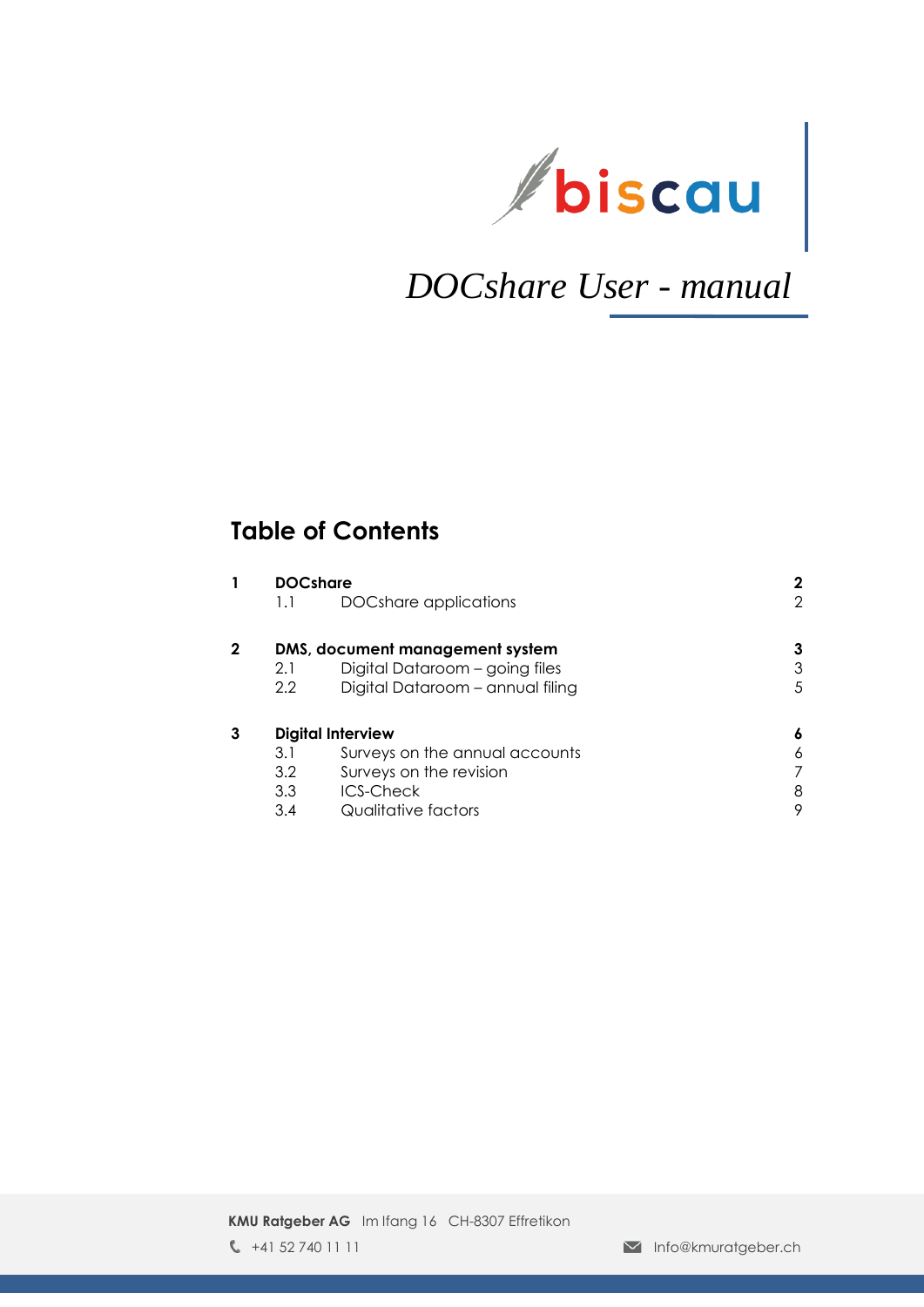biscau

# *DOCshare User - manual*

## Table of Contents

| | | | |
|---|---|---|---|
| **1** | **DOCshare** | | **2** |
| | 1.1 | DOCshare applications | 2 |
| **2** | **DMS, document management system** | | **3** |
| | 2.1 | Digital Dataroom – going files | 3 |
| | 2.2 | Digital Dataroom – annual filing | 5 |
| **3** | **Digital Interview** | | **6** |
| | 3.1 | Surveys on the annual accounts | 6 |
| | 3.2 | Surveys on the revision | 7 |
| | 3.3 | ICS-Check | 8 |
| | 3.4 | Qualitative factors | 9 |

**KMU Ratgeber AG** Im Ifang 16 CH-8307 Effretikon

+41 52 740 11 11

Info@kmuratgeber.ch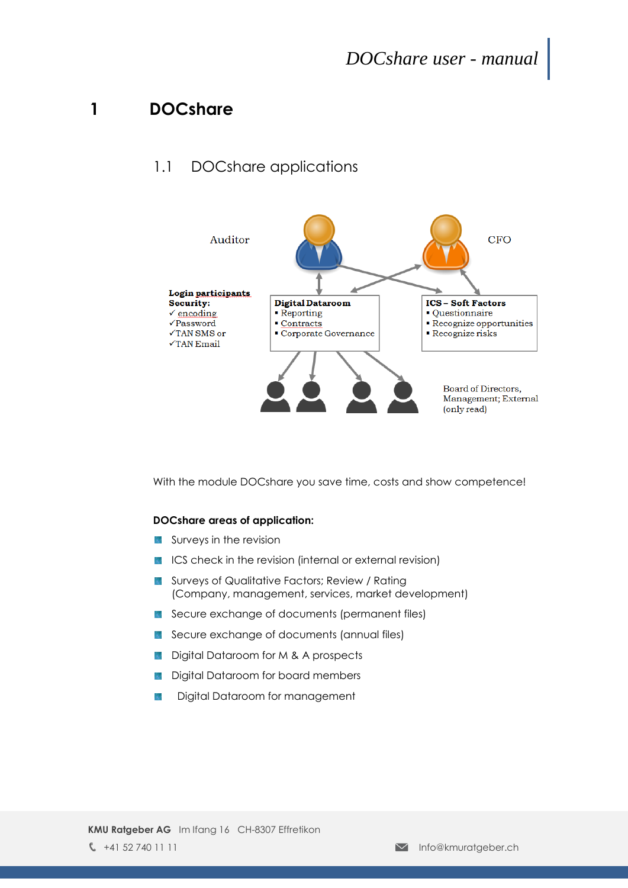# 1 DOCshare

## 1.1 DOCshare applications

Auditor

CFO

**Login participants Security:**
✓ encoding
✓ Password
✓ TAN SMS or
✓ TAN Email

**Digital Dataroom**
- Reporting
- Contracts
- Corporate Governance

**ICS – Soft Factors**
- Questionnaire
- Recognize opportunities
- Recognize risks

Board of Directors, Management; External (only read)

With the module DOCshare you save time, costs and show competence!

**DOCshare areas of application:**

- Surveys in the revision
- ICS check in the revision (internal or external revision)
- Surveys of Qualitative Factors; Review / Rating (Company, management, services, market development)
- Secure exchange of documents (permanent files)
- Secure exchange of documents (annual files)
- Digital Dataroom for M & A prospects
- Digital Dataroom for board members
- Digital Dataroom for management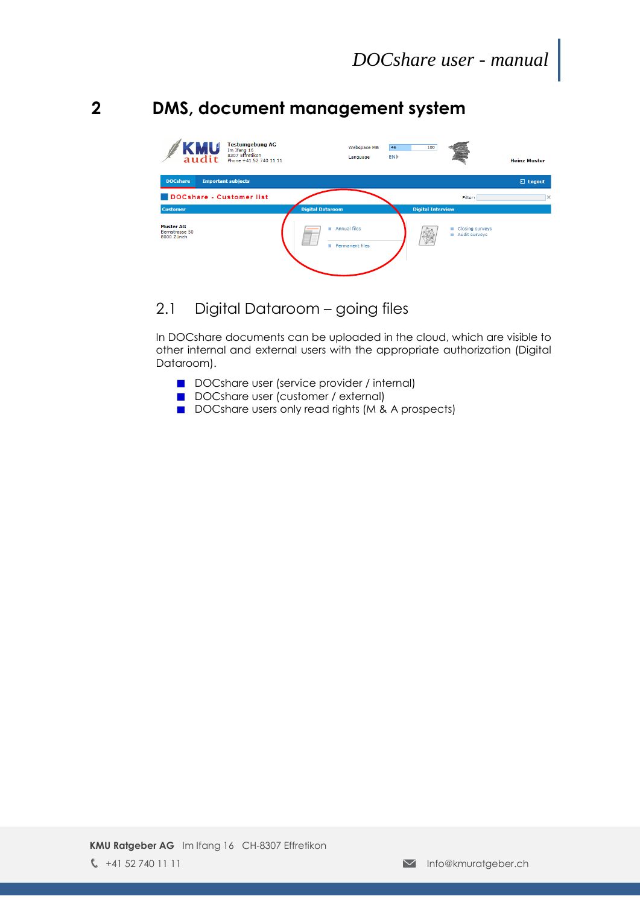# 2 DMS, document management system

## 2.1 Digital Dataroom – going files

In DOCshare documents can be uploaded in the cloud, which are visible to other internal and external users with the appropriate authorization (Digital Dataroom).

- DOCshare user (service provider / internal)
- DOCshare user (customer / external)
- DOCshare users only read rights (M & A prospects)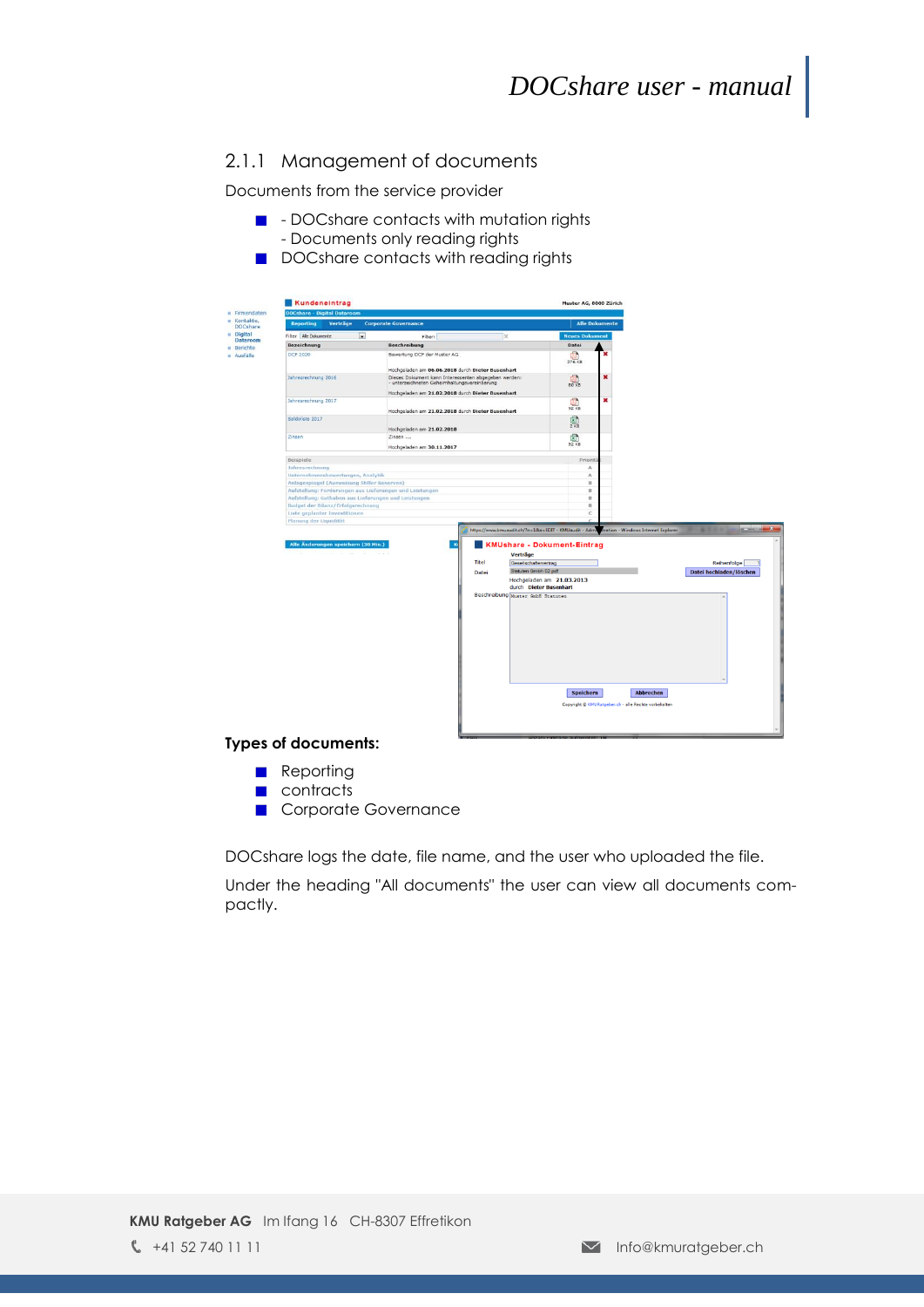### 2.1.1 Management of documents

Documents from the service provider

- - DOCshare contacts with mutation rights
  - Documents only reading rights
- DOCshare contacts with reading rights

**Types of documents:**

- Reporting
- contracts
- Corporate Governance

DOCshare logs the date, file name, and the user who uploaded the file.

Under the heading "All documents" the user can view all documents compactly.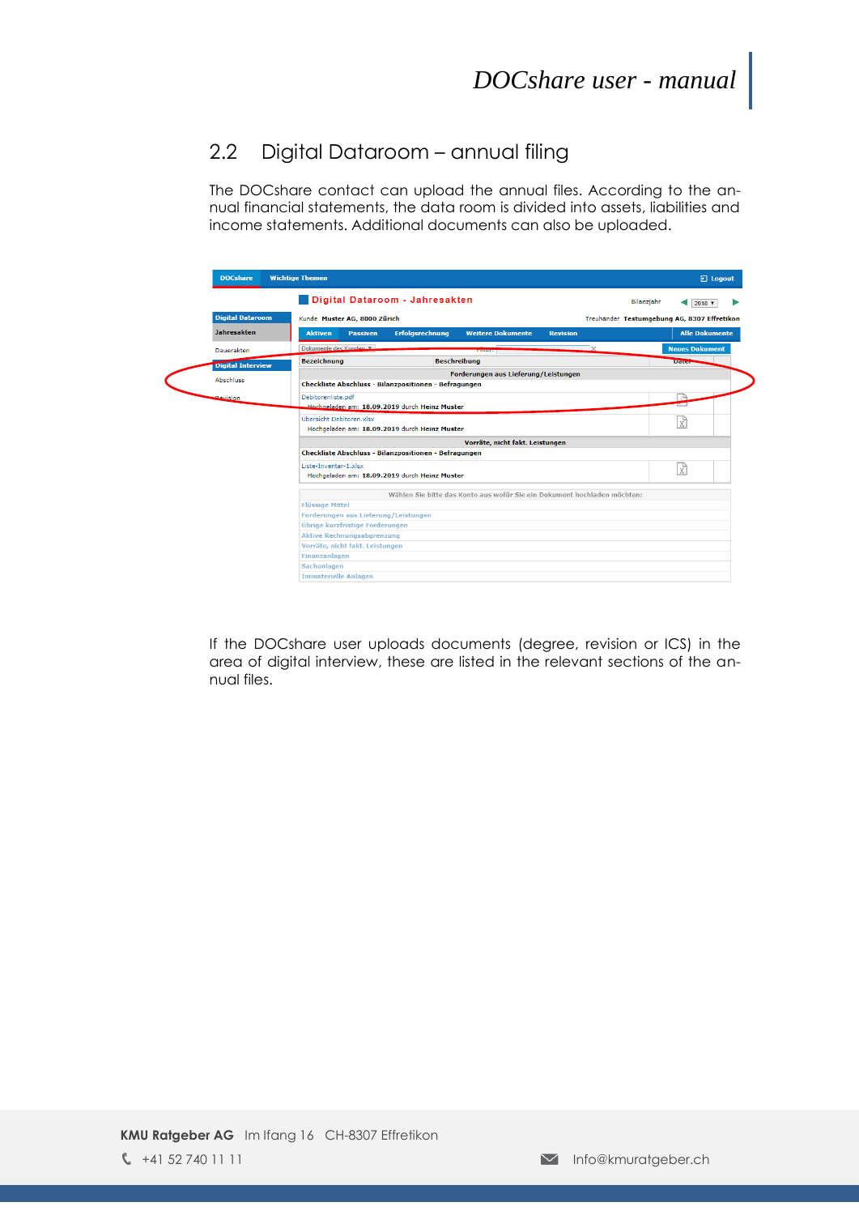## 2.2 Digital Dataroom – annual filing

The DOCshare contact can upload the annual files. According to the annual financial statements, the data room is divided into assets, liabilities and income statements. Additional documents can also be uploaded.

If the DOCshare user uploads documents (degree, revision or ICS) in the area of digital interview, these are listed in the relevant sections of the annual files.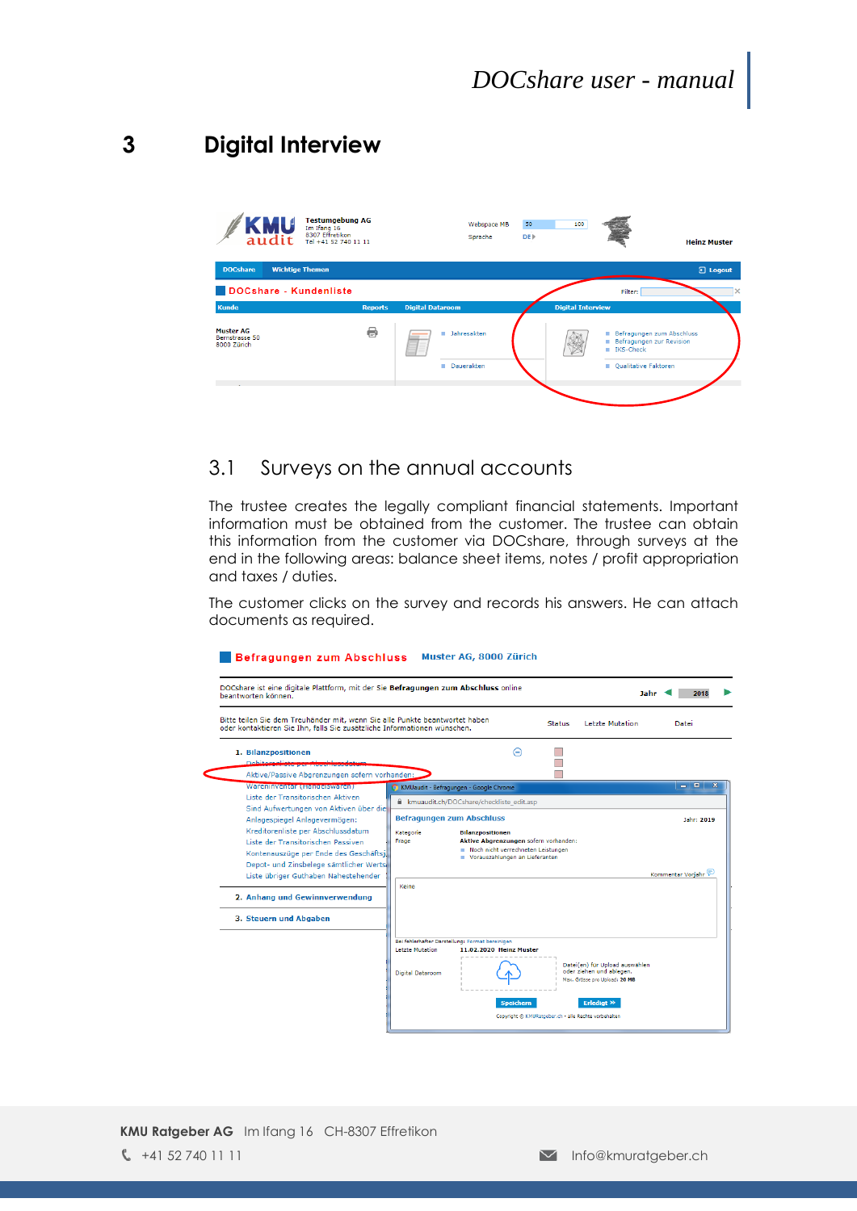# 3 Digital Interview

## 3.1 Surveys on the annual accounts

The trustee creates the legally compliant financial statements. Important information must be obtained from the customer. The trustee can obtain this information from the customer via DOCshare, through surveys at the end in the following areas: balance sheet items, notes / profit appropriation and taxes / duties.

The customer clicks on the survey and records his answers. He can attach documents as required.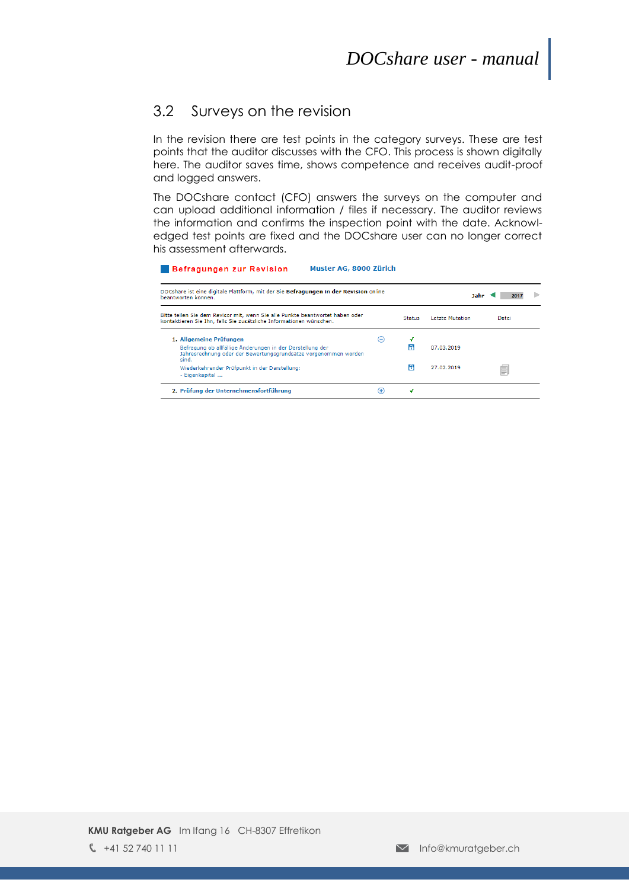## 3.2 Surveys on the revision

In the revision there are test points in the category surveys. These are test points that the auditor discusses with the CFO. This process is shown digitally here. The auditor saves time, shows competence and receives audit-proof and logged answers.

The DOCshare contact (CFO) answers the surveys on the computer and can upload additional information / files if necessary. The auditor reviews the information and confirms the inspection point with the date. Acknowledged test points are fixed and the DOCshare user can no longer correct his assessment afterwards.

**Befragungen zur Revision** **Muster AG, 8000 Zürich**

DOCshare ist eine digitale Plattform, mit der Sie **Befragungen in der Revision** online beantworten können. **Jahr** 2017

| Bitte teilen Sie dem Revisor mit, wenn Sie alle Punkte beantwortet haben oder kontaktieren Sie Ihn, falls Sie zusätzliche Informationen wünschen. | Status | Letzte Mutation | Datei |
|---|---|---|---|
| **1. Allgemeine Prüfungen** | ✓ | | |
| Befragung ob allfällige Änderungen in der Darstellung der Jahresrechnung oder der Bewertungsgrundsätze vorgenommen worden sind. | | 07.03.2019 | |
| Wiederkehrender Prüfpunkt in der Darstellung: - Eigenkapital ... | | 27.02.2019 | |
| **2. Prüfung der Unternehmensfortführung** | ✓ | | |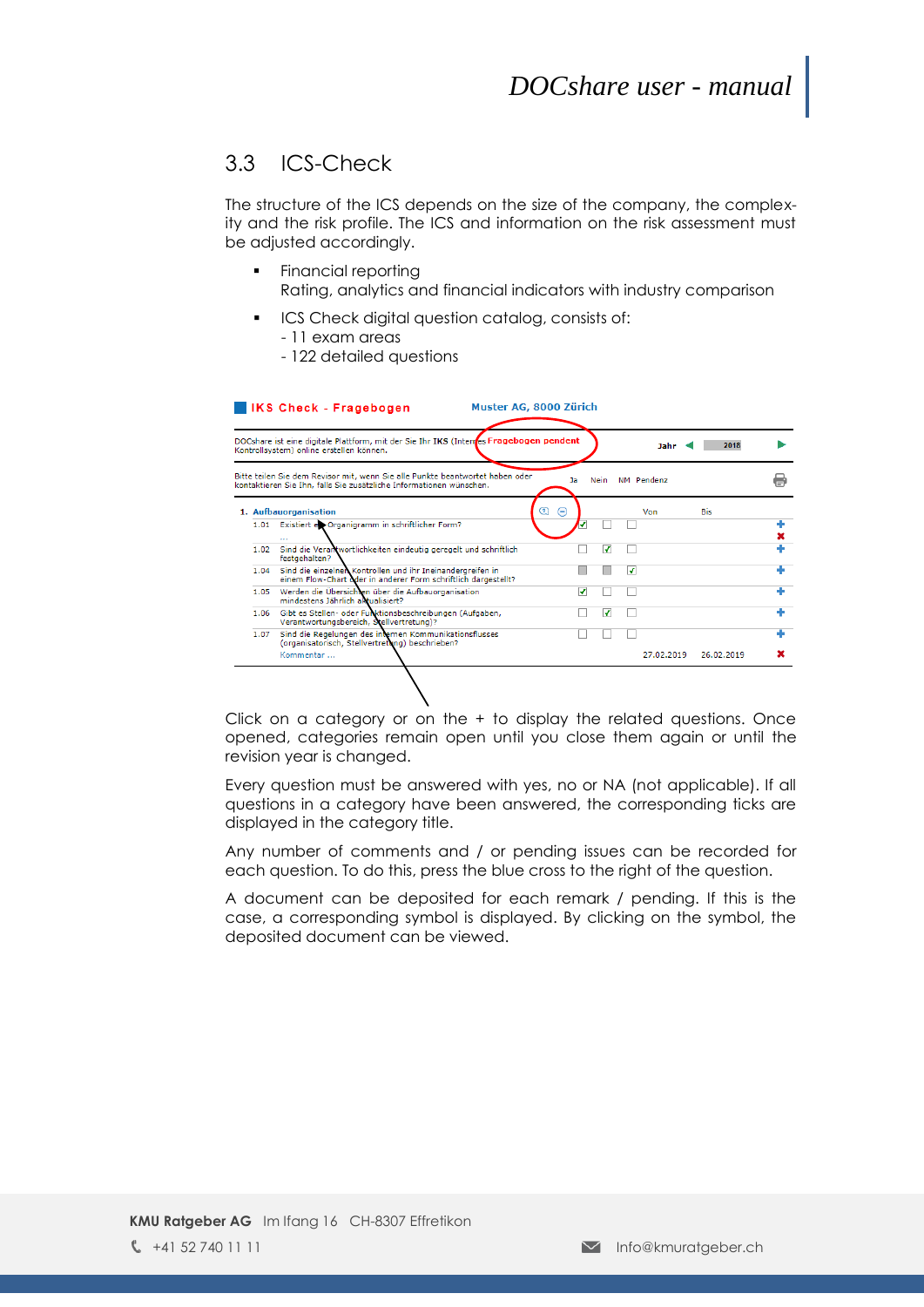## 3.3 ICS-Check

The structure of the ICS depends on the size of the company, the complexity and the risk profile. The ICS and information on the risk assessment must be adjusted accordingly.

- Financial reporting
  Rating, analytics and financial indicators with industry comparison
- ICS Check digital question catalog, consists of:
  - 11 exam areas
  - 122 detailed questions

**IKS Check - Fragebogen** Muster AG, 8000 Zürich

DOCshare ist eine digitale Plattform, mit der Sie Ihr IKS (Internes Kontrollsystem) online erstellen können. Fragebogen pendent Jahr 2018

Bitte teilen Sie dem Revisor mit, wenn Sie alle Punkte beantwortet haben oder kontaktieren Sie ihn, falls Sie zusätzliche Informationen wünschen.

| | | Ja | Nein | NA | Pendenz | Von | Bis |
|---|---|---|---|---|---|---|---|
| **1.** | **Aufbauorganisation** | | | | | | |
| 1.01 | Existiert ein Organigramm in schriftlicher Form? | ✓ | | | | | |
| 1.02 | Sind die Verantwortlichkeiten eindeutig geregelt und schriftlich festgehalten? | | ✓ | | | | |
| 1.04 | Sind die einzelnen Kontrollen und ihr Ineinandergreifen in einem Flow-Chart oder in anderer Form schriftlich dargestellt? | | | ✓ | | | |
| 1.05 | Werden die Übersichten über die Aufbauorganisation mindestens jährlich aktualisiert? | ✓ | | | | | |
| 1.06 | Gibt es Stellen- oder Funktionsbeschreibungen (Aufgaben, Verantwortungsbereich, Stellvertretung)? | | ✓ | | | | |
| 1.07 | Sind die Regelungen des internen Kommunikationsflusses (organisatorisch, Stellvertretung) beschrieben? Kommentar ... | | | | | 27.02.2019 | 26.02.2019 |

Click on a category or on the + to display the related questions. Once opened, categories remain open until you close them again or until the revision year is changed.

Every question must be answered with yes, no or NA (not applicable). If all questions in a category have been answered, the corresponding ticks are displayed in the category title.

Any number of comments and / or pending issues can be recorded for each question. To do this, press the blue cross to the right of the question.

A document can be deposited for each remark / pending. If this is the case, a corresponding symbol is displayed. By clicking on the symbol, the deposited document can be viewed.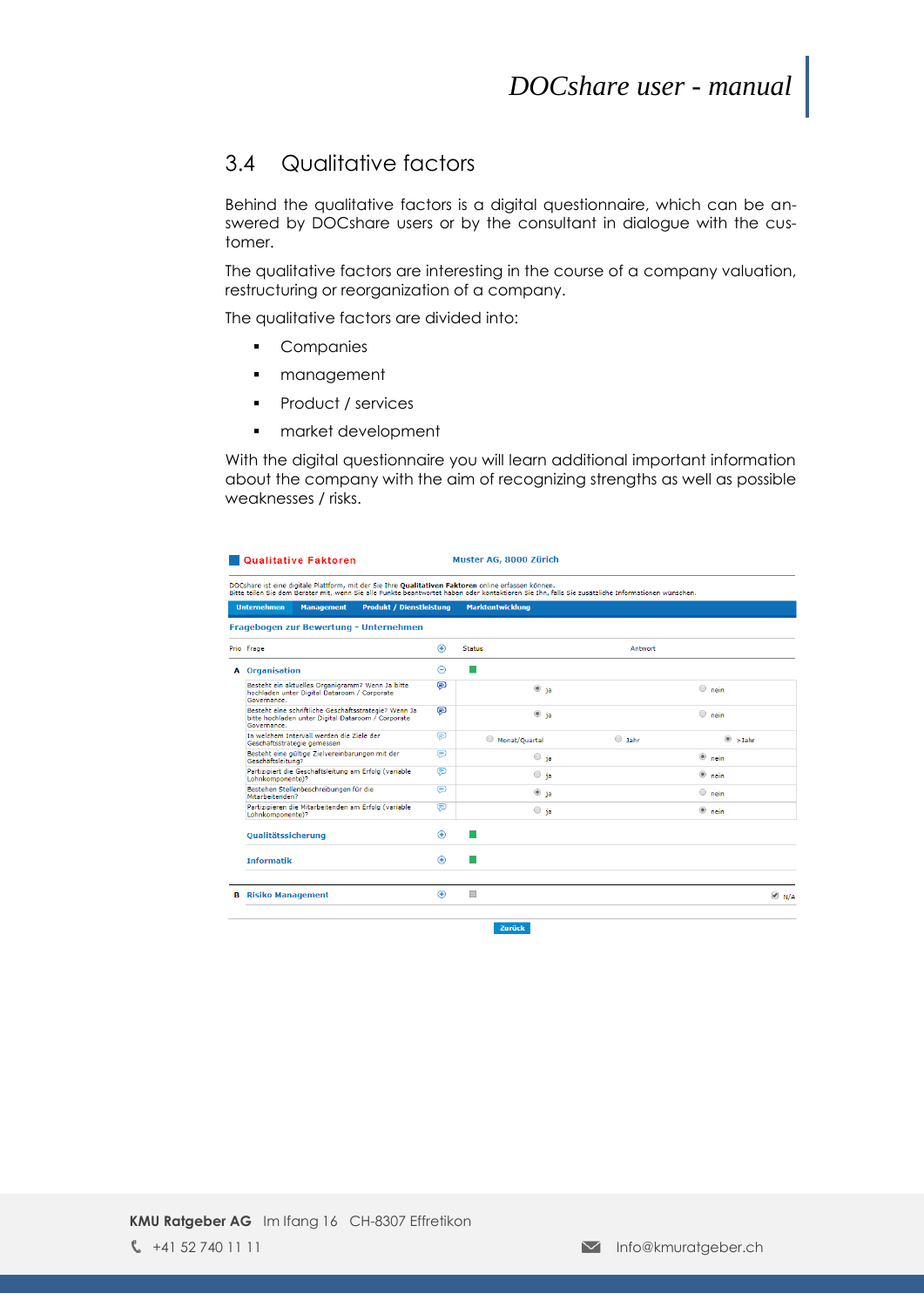## 3.4 Qualitative factors

Behind the qualitative factors is a digital questionnaire, which can be answered by DOCshare users or by the consultant in dialogue with the customer.

The qualitative factors are interesting in the course of a company valuation, restructuring or reorganization of a company.

The qualitative factors are divided into:

- Companies
- management
- Product / services
- market development

With the digital questionnaire you will learn additional important information about the company with the aim of recognizing strengths as well as possible weaknesses / risks.

**Qualitative Faktoren** — Muster AG, 8000 Zürich

DOCshare ist eine digitale Plattform, mit der Sie Ihre **Qualitativen Faktoren** online erfassen können.
Bitte teilen Sie dem Berater mit, wenn Sie alle Punkte beantwortet haben oder kontaktieren Sie ihn, falls Sie zusätzliche Informationen wünschen.

Unternehmen | Management | Produkt / Dienstleistung | Marktentwicklung

**Fragebogen zur Bewertung - Unternehmen**

| Prio | Frage | Status | Antwort | | |
|---|---|---|---|---|---|
| A | Organisation | | | | |
| | Besteht ein aktuelles Organigramm? Wenn Ja bitte hochladen unter Digital Dataroom / Corporate Governance. | | ja | | nein |
| | Besteht eine schriftliche Geschäftsstrategie? Wenn Ja bitte hochladen unter Digital Dataroom / Corporate Governance. | | ja | | nein |
| | In welchem Intervall werden die Ziele der Geschäftsstrategie gemessen | | Monat/Quartal | Jahr | >Jahr |
| | Besteht eine gültige Zielvereinbarungen mit der Geschäftsleitung? | | ja | | nein |
| | Partizipiert die Geschäftsleitung am Erfolg (variable Lohnkomponente)? | | ja | | nein |
| | Bestehen Stellenbeschreibungen für die Mitarbeitenden? | | ja | | nein |
| | Partizipieren die Mitarbeitenden am Erfolg (variable Lohnkomponente)? | | ja | | nein |
| | Qualitätssicherung | | | | |
| | Informatik | | | | |
| B | Risiko Management | | | | N/A |

Zurück